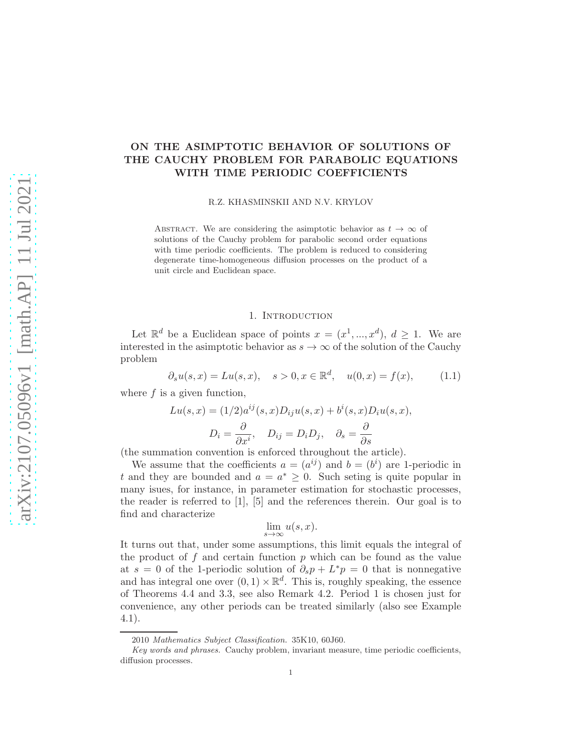# ON THE ASIMPTOTIC BEHAVIOR OF SOLUTIONS OF THE CAUCHY PROBLEM FOR PARABOLIC EQUATIONS WITH TIME PERIODIC COEFFICIENTS

R.Z. KHASMINSKII AND N.V. KRYLOV

ABSTRACT. We are considering the asimptotic behavior as $t \to \infty$ of solutions of the Cauchy problem for parabolic second order equations with time periodic coefficients. The problem is reduced to considering degenerate time-homogeneous diffusion processes on the product of a unit circle and Euclidean space.

## 1. Introduction

Let $\mathbb{R}^d$ be a Euclidean space of points $x = (x^1, ..., x^d)$, $d \geq 1$. We are interested in the asimptotic behavior as $s \to \infty$ of the solution of the Cauchy problem

$$\partial_s u(s, x) = Lu(s, x), \quad s > 0, x \in \mathbb{R}^d, \quad u(0, x) = f(x), \tag{1.1}$$

where $f$ is a given function,

$$Lu(s, x) = (1/2)a^{ij}(s, x)D_{ij}u(s, x) + b^i(s, x)D_i u(s, x),$$

$$D_i = \frac{\partial}{\partial x^i}, \quad D_{ij} = D_i D_j, \quad \partial_s = \frac{\partial}{\partial s}$$

(the summation convention is enforced throughout the article).

We assume that the coefficients $a = (a^{ij})$ and $b = (b^i)$ are 1-periodic in $t$ and they are bounded and $a = a^* \geq 0$. Such seting is quite popular in many isues, for instance, in parameter estimation for stochastic processes, the reader is referred to [1], [5] and the references therein. Our goal is to find and characterize

$$\lim_{s \to \infty} u(s, x).$$

It turns out that, under some assumptions, this limit equals the integral of the product of $f$ and certain function $p$ which can be found as the value at $s = 0$ of the 1-periodic solution of $\partial_s p + L^* p = 0$ that is nonnegative and has integral one over $(0, 1) \times \mathbb{R}^d$. This is, roughly speaking, the essence of Theorems 4.4 and 3.3, see also Remark 4.2. Period 1 is chosen just for convenience, any other periods can be treated similarly (also see Example 4.1).

2010 *Mathematics Subject Classification.* 35K10, 60J60.

*Key words and phrases.* Cauchy problem, invariant measure, time periodic coefficients, diffusion processes.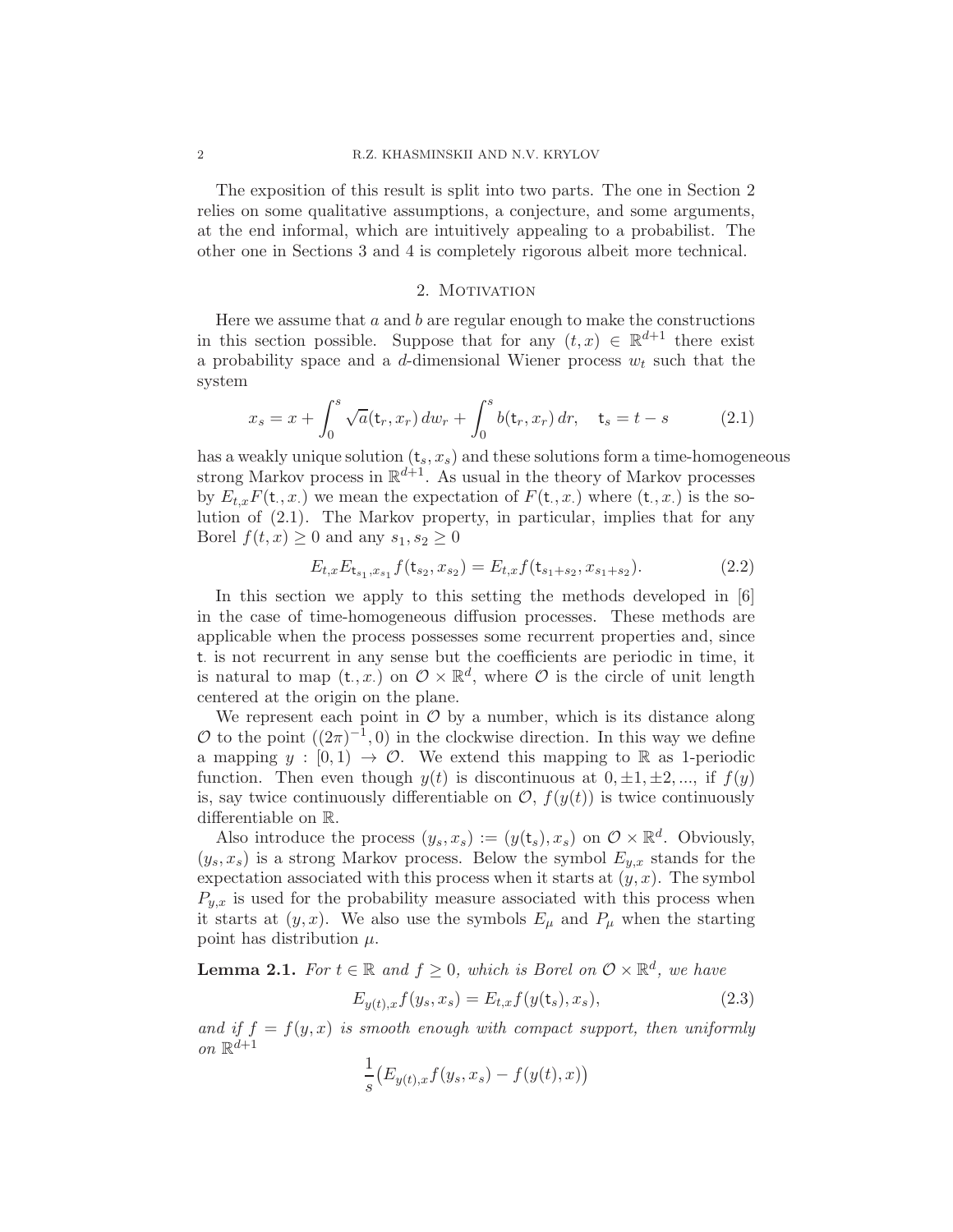The exposition of this result is split into two parts. The one in Section 2 relies on some qualitative assumptions, a conjecture, and some arguments, at the end informal, which are intuitively appealing to a probabilist. The other one in Sections 3 and 4 is completely rigorous albeit more technical.

## 2. Motivation

Here we assume that $a$ and $b$ are regular enough to make the constructions in this section possible. Suppose that for any $(t,x) \in \mathbb{R}^{d+1}$ there exist a probability space and a $d$-dimensional Wiener process $w_t$ such that the system

$$x_s = x + \int_0^s \sqrt{a}(\mathsf{t}_r, x_r)\, dw_r + \int_0^s b(\mathsf{t}_r, x_r)\, dr, \quad \mathsf{t}_s = t - s \tag{2.1}$$

has a weakly unique solution $(\mathsf{t}_s, x_s)$ and these solutions form a time-homogeneous strong Markov process in $\mathbb{R}^{d+1}$. As usual in the theory of Markov processes by $E_{t,x}F(\mathsf{t}_\cdot, x_\cdot)$ we mean the expectation of $F(\mathsf{t}_\cdot, x_\cdot)$ where $(\mathsf{t}_\cdot, x_\cdot)$ is the solution of (2.1). The Markov property, in particular, implies that for any Borel $f(t,x) \geq 0$ and any $s_1, s_2 \geq 0$

$$E_{t,x}E_{\mathsf{t}_{s_1}, x_{s_1}} f(\mathsf{t}_{s_2}, x_{s_2}) = E_{t,x} f(\mathsf{t}_{s_1+s_2}, x_{s_1+s_2}). \tag{2.2}$$

In this section we apply to this setting the methods developed in [6] in the case of time-homogeneous diffusion processes. These methods are applicable when the process possesses some recurrent properties and, since $\mathsf{t}_\cdot$ is not recurrent in any sense but the coefficients are periodic in time, it is natural to map $(\mathsf{t}_\cdot, x_\cdot)$ on $\mathcal{O} \times \mathbb{R}^d$, where $\mathcal{O}$ is the circle of unit length centered at the origin on the plane.

We represent each point in $\mathcal{O}$ by a number, which is its distance along $\mathcal{O}$ to the point $((2\pi)^{-1}, 0)$ in the clockwise direction. In this way we define a mapping $y : [0,1) \to \mathcal{O}$. We extend this mapping to $\mathbb{R}$ as 1-periodic function. Then even though $y(t)$ is discontinuous at $0, \pm 1, \pm 2, ...,$ if $f(y)$ is, say twice continuously differentiable on $\mathcal{O}$, $f(y(t))$ is twice continuously differentiable on $\mathbb{R}$.

Also introduce the process $(y_s, x_s) := (y(\mathsf{t}_s), x_s)$ on $\mathcal{O} \times \mathbb{R}^d$. Obviously, $(y_s, x_s)$ is a strong Markov process. Below the symbol $E_{y,x}$ stands for the expectation associated with this process when it starts at $(y,x)$. The symbol $P_{y,x}$ is used for the probability measure associated with this process when it starts at $(y,x)$. We also use the symbols $E_\mu$ and $P_\mu$ when the starting point has distribution $\mu$.

**Lemma 2.1.** *For $t \in \mathbb{R}$ and $f \geq 0$, which is Borel on $\mathcal{O} \times \mathbb{R}^d$, we have*

$$E_{y(t),x} f(y_s, x_s) = E_{t,x} f(y(\mathsf{t}_s), x_s), \tag{2.3}$$

*and if $f = f(y,x)$ is smooth enough with compact support, then uniformly on $\mathbb{R}^{d+1}$*

$$\frac{1}{s}\big(E_{y(t),x} f(y_s, x_s) - f(y(t), x)\big)$$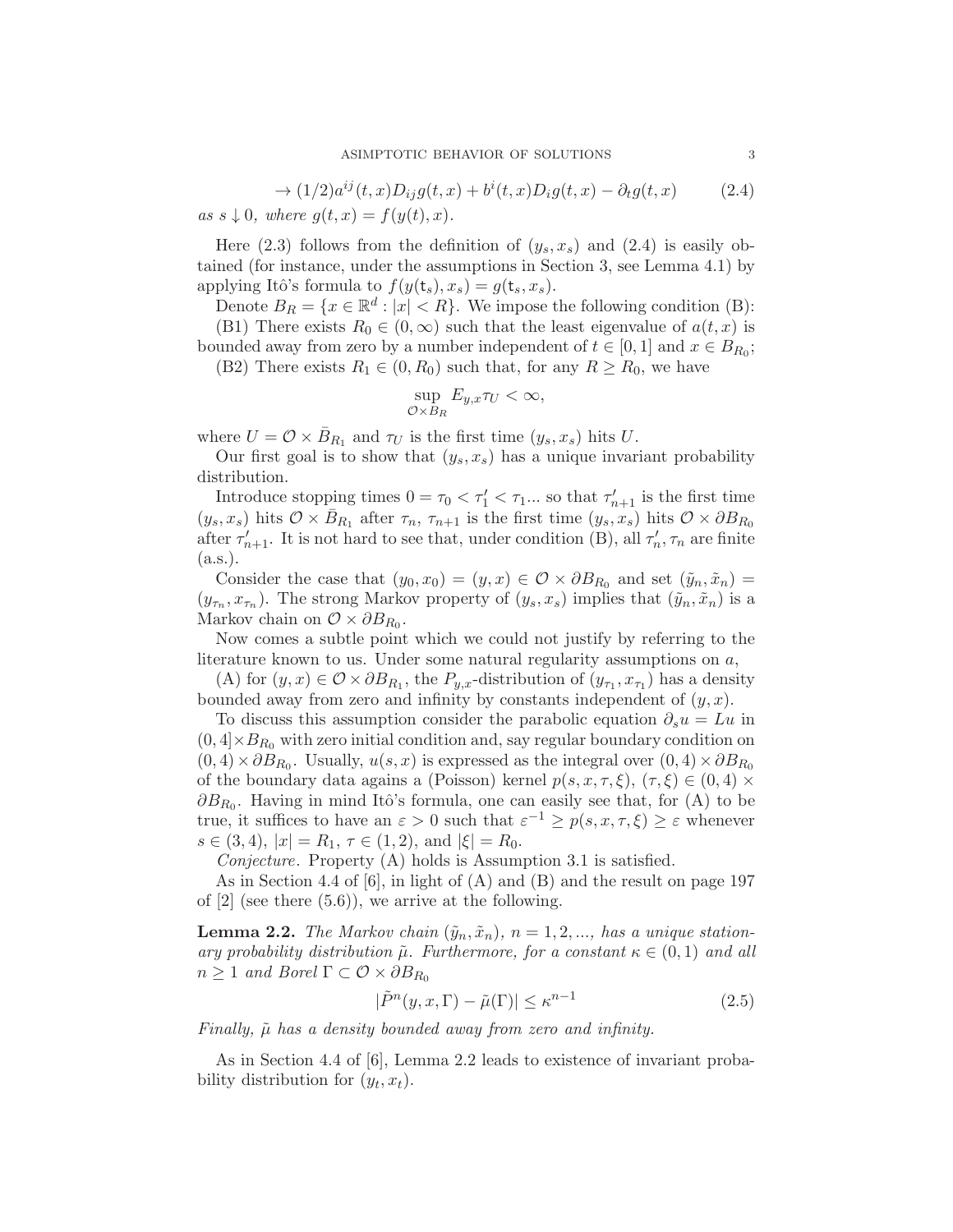$$\to (1/2)a^{ij}(t,x)D_{ij}g(t,x) + b^i(t,x)D_ig(t,x) - \partial_t g(t,x) \tag{2.4}$$

*as $s \downarrow 0$, where $g(t,x) = f(y(t),x)$.*

Here (2.3) follows from the definition of $(y_s, x_s)$ and (2.4) is easily obtained (for instance, under the assumptions in Section 3, see Lemma 4.1) by applying Itô's formula to $f(y(\mathsf{t}_s), x_s) = g(\mathsf{t}_s, x_s)$.

Denote $B_R = \{x \in \mathbb{R}^d : |x| < R\}$. We impose the following condition (B):

(B1) There exists $R_0 \in (0,\infty)$ such that the least eigenvalue of $a(t,x)$ is bounded away from zero by a number independent of $t \in [0,1]$ and $x \in B_{R_0}$;

(B2) There exists $R_1 \in (0, R_0)$ such that, for any $R \geq R_0$, we have

$$\sup_{\mathcal{O}\times B_R} E_{y,x}\tau_U < \infty,$$

where $U = \mathcal{O} \times \bar{B}_{R_1}$ and $\tau_U$ is the first time $(y_s, x_s)$ hits $U$.

Our first goal is to show that $(y_s, x_s)$ has a unique invariant probability distribution.

Introduce stopping times $0 = \tau_0 < \tau_1' < \tau_1 ...$ so that $\tau_{n+1}'$ is the first time $(y_s, x_s)$ hits $\mathcal{O} \times \bar{B}_{R_1}$ after $\tau_n$, $\tau_{n+1}$ is the first time $(y_s, x_s)$ hits $\mathcal{O} \times \partial B_{R_0}$ after $\tau_{n+1}'$. It is not hard to see that, under condition (B), all $\tau_n', \tau_n$ are finite (a.s.).

Consider the case that $(y_0, x_0) = (y, x) \in \mathcal{O} \times \partial B_{R_0}$ and set $(\tilde{y}_n, \tilde{x}_n) = (y_{\tau_n}, x_{\tau_n})$. The strong Markov property of $(y_s, x_s)$ implies that $(\tilde{y}_n, \tilde{x}_n)$ is a Markov chain on $\mathcal{O} \times \partial B_{R_0}$.

Now comes a subtle point which we could not justify by referring to the literature known to us. Under some natural regularity assumptions on $a$,

(A) for $(y,x) \in \mathcal{O} \times \partial B_{R_1}$, the $P_{y,x}$-distribution of $(y_{\tau_1}, x_{\tau_1})$ has a density bounded away from zero and infinity by constants independent of $(y,x)$.

To discuss this assumption consider the parabolic equation $\partial_s u = Lu$ in $(0,4] \times B_{R_0}$ with zero initial condition and, say regular boundary condition on $(0,4) \times \partial B_{R_0}$. Usually, $u(s,x)$ is expressed as the integral over $(0,4) \times \partial B_{R_0}$ of the boundary data agains a (Poisson) kernel $p(s,x,\tau,\xi)$, $(\tau,\xi) \in (0,4) \times \partial B_{R_0}$. Having in mind Itô's formula, one can easily see that, for (A) to be true, it suffices to have an $\varepsilon > 0$ such that $\varepsilon^{-1} \geq p(s,x,\tau,\xi) \geq \varepsilon$ whenever $s \in (3,4)$, $|x| = R_1$, $\tau \in (1,2)$, and $|\xi| = R_0$.

*Conjecture*. Property (A) holds is Assumption 3.1 is satisfied.

As in Section 4.4 of [6], in light of (A) and (B) and the result on page 197 of [2] (see there (5.6)), we arrive at the following.

**Lemma 2.2.** *The Markov chain $(\tilde{y}_n, \tilde{x}_n)$, $n = 1, 2, ...,$ has a unique stationary probability distribution $\tilde{\mu}$. Furthermore, for a constant $\kappa \in (0,1)$ and all $n \geq 1$ and Borel $\Gamma \subset \mathcal{O} \times \partial B_{R_0}$*

$$|\tilde{P}^n(y,x,\Gamma) - \tilde{\mu}(\Gamma)| \leq \kappa^{n-1} \tag{2.5}$$

*Finally, $\tilde{\mu}$ has a density bounded away from zero and infinity.*

As in Section 4.4 of [6], Lemma 2.2 leads to existence of invariant probability distribution for $(y_t, x_t)$.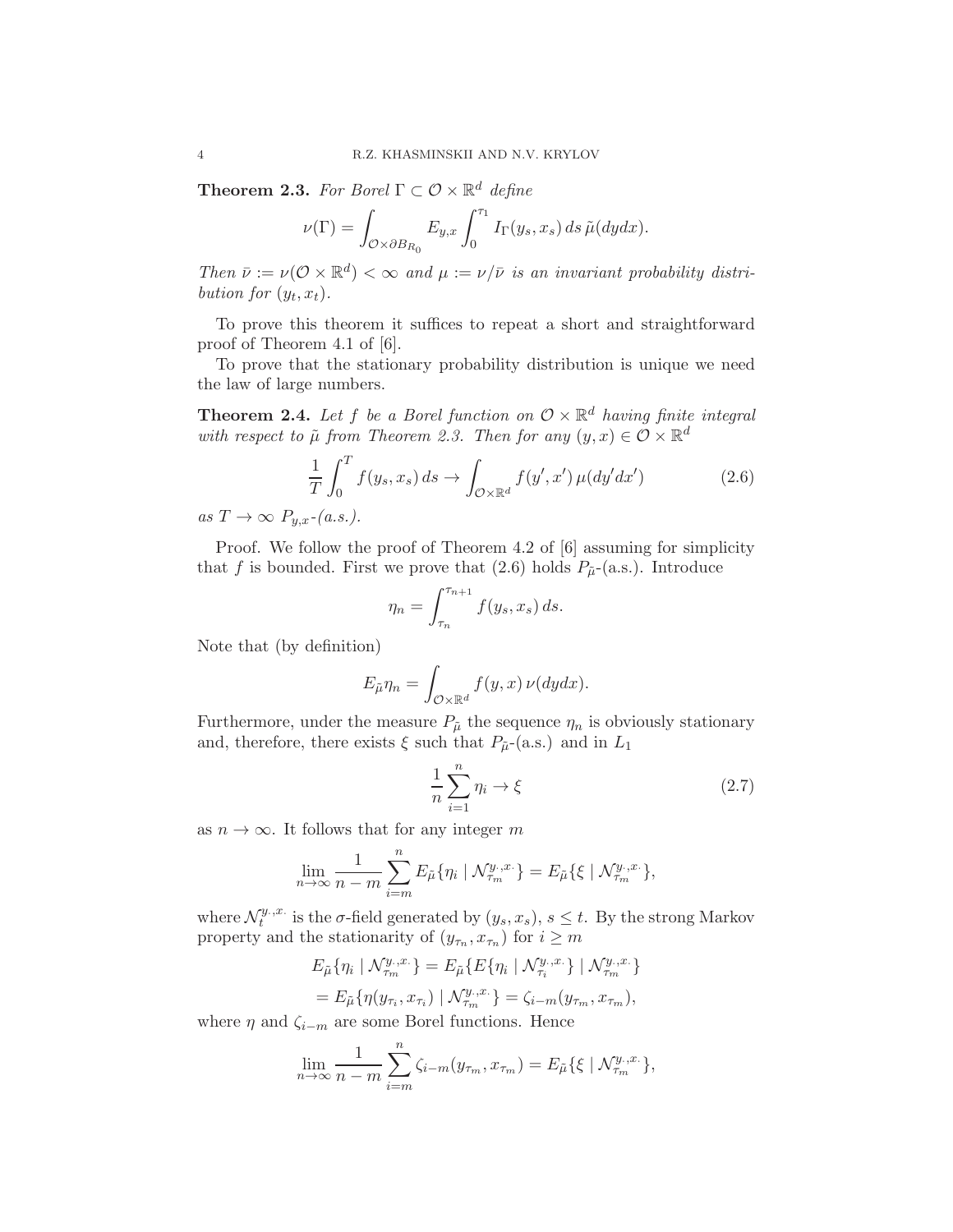**Theorem 2.3.** *For Borel $\Gamma \subset \mathcal{O} \times \mathbb{R}^d$ define*

$$\nu(\Gamma) = \int_{\mathcal{O}\times\partial B_{R_0}} E_{y,x} \int_0^{\tau_1} I_\Gamma(y_s, x_s)\, ds\, \tilde{\mu}(dydx).$$

*Then $\bar{\nu} := \nu(\mathcal{O} \times \mathbb{R}^d) < \infty$ and $\mu := \nu/\bar{\nu}$ is an invariant probability distribution for $(y_t, x_t)$.*

To prove this theorem it suffices to repeat a short and straightforward proof of Theorem 4.1 of [6].

To prove that the stationary probability distribution is unique we need the law of large numbers.

**Theorem 2.4.** *Let $f$ be a Borel function on $\mathcal{O} \times \mathbb{R}^d$ having finite integral with respect to $\tilde{\mu}$ from Theorem 2.3. Then for any $(y, x) \in \mathcal{O} \times \mathbb{R}^d$*

$$\frac{1}{T}\int_0^T f(y_s, x_s)\, ds \to \int_{\mathcal{O}\times\mathbb{R}^d} f(y', x')\, \mu(dy'dx') \tag{2.6}$$

*as $T \to \infty$ $P_{y,x}$-(a.s.).*

Proof. We follow the proof of Theorem 4.2 of [6] assuming for simplicity that $f$ is bounded. First we prove that (2.6) holds $P_{\tilde{\mu}}$-(a.s.). Introduce

$$\eta_n = \int_{\tau_n}^{\tau_{n+1}} f(y_s, x_s)\, ds.$$

Note that (by definition)

$$E_{\tilde{\mu}}\eta_n = \int_{\mathcal{O}\times\mathbb{R}^d} f(y, x)\, \nu(dydx).$$

Furthermore, under the measure $P_{\tilde{\mu}}$ the sequence $\eta_n$ is obviously stationary and, therefore, there exists $\xi$ such that $P_{\tilde{\mu}}$-(a.s.) and in $L_1$

$$\frac{1}{n}\sum_{i=1}^n \eta_i \to \xi \tag{2.7}$$

as $n \to \infty$. It follows that for any integer $m$

$$\lim_{n\to\infty} \frac{1}{n-m}\sum_{i=m}^n E_{\tilde{\mu}}\{\eta_i \mid \mathcal{N}_{\tau_m}^{y_\cdot, x_\cdot}\} = E_{\tilde{\mu}}\{\xi \mid \mathcal{N}_{\tau_m}^{y_\cdot, x_\cdot}\},$$

where $\mathcal{N}_t^{y_\cdot, x_\cdot}$ is the $\sigma$-field generated by $(y_s, x_s)$, $s \le t$. By the strong Markov property and the stationarity of $(y_{\tau_n}, x_{\tau_n})$ for $i \ge m$

$$E_{\tilde{\mu}}\{\eta_i \mid \mathcal{N}_{\tau_m}^{y_\cdot, x_\cdot}\} = E_{\tilde{\mu}}\{E\{\eta_i \mid \mathcal{N}_{\tau_i}^{y_\cdot, x_\cdot}\} \mid \mathcal{N}_{\tau_m}^{y_\cdot, x_\cdot}\}$$
$$= E_{\tilde{\mu}}\{\eta(y_{\tau_i}, x_{\tau_i}) \mid \mathcal{N}_{\tau_m}^{y_\cdot, x_\cdot}\} = \zeta_{i-m}(y_{\tau_m}, x_{\tau_m}),$$

where $\eta$ and $\zeta_{i-m}$ are some Borel functions. Hence

$$\lim_{n\to\infty} \frac{1}{n-m}\sum_{i=m}^n \zeta_{i-m}(y_{\tau_m}, x_{\tau_m}) = E_{\tilde{\mu}}\{\xi \mid \mathcal{N}_{\tau_m}^{y_\cdot, x_\cdot}\},$$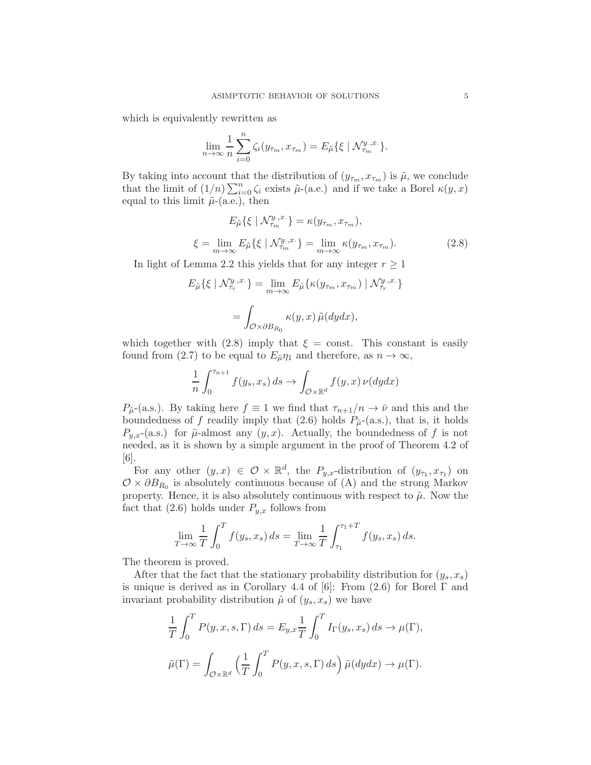which is equivalently rewritten as

$$\lim_{n\to\infty}\frac{1}{n}\sum_{i=0}^{n}\zeta_i(y_{\tau_m},x_{\tau_m})=E_{\tilde\mu}\{\xi\mid\mathcal{N}^{y_\cdot,x_\cdot}_{\tau_m}\}.$$

By taking into account that the distribution of $(y_{\tau_m},x_{\tau_m})$ is $\tilde\mu$, we conclude that the limit of $(1/n)\sum_{i=0}^{n}\zeta_i$ exists $\tilde\mu$-(a.e.) and if we take a Borel $\kappa(y,x)$ equal to this limit $\tilde\mu$-(a.e.), then

$$E_{\tilde\mu}\{\xi\mid\mathcal{N}^{y_\cdot,x_\cdot}_{\tau_m}\}=\kappa(y_{\tau_m},x_{\tau_m}),$$

$$\xi=\lim_{m\to\infty}E_{\tilde\mu}\{\xi\mid\mathcal{N}^{y_\cdot,x_\cdot}_{\tau_m}\}=\lim_{m\to\infty}\kappa(y_{\tau_m},x_{\tau_m}). \tag{2.8}$$

In light of Lemma 2.2 this yields that for any integer $r\ge 1$

$$E_{\tilde\mu}\{\xi\mid\mathcal{N}^{y_\cdot,x_\cdot}_{\tau_r}\}=\lim_{m\to\infty}E_{\tilde\mu}\{\kappa(y_{\tau_m},x_{\tau_m})\mid\mathcal{N}^{y_\cdot,x_\cdot}_{\tau_r}\}$$

$$=\int_{\mathcal{O}\times\partial B_{R_0}}\kappa(y,x)\,\tilde\mu(dydx),$$

which together with (2.8) imply that $\xi=\text{const}$. This constant is easily found from (2.7) to be equal to $E_{\tilde\mu}\eta_1$ and therefore, as $n\to\infty$,

$$\frac{1}{n}\int_0^{\tau_{n+1}}f(y_s,x_s)\,ds\to\int_{\mathcal{O}\times\mathbb{R}^d}f(y,x)\,\nu(dydx)$$

$P_{\tilde\mu}$-(a.s.). By taking here $f\equiv 1$ we find that $\tau_{n+1}/n\to\bar\nu$ and this and the boundedness of $f$ readily imply that (2.6) holds $P_{\tilde\mu}$-(a.s.), that is, it holds $P_{y,x}$-(a.s.) for $\tilde\mu$-almost any $(y,x)$. Actually, the boundedness of $f$ is not needed, as it is shown by a simple argument in the proof of Theorem 4.2 of [6].

For any other $(y,x)\in\mathcal{O}\times\mathbb{R}^d$, the $P_{y,x}$-distribution of $(y_{\tau_1},x_{\tau_1})$ on $\mathcal{O}\times\partial B_{R_0}$ is absolutely continuous because of (A) and the strong Markov property. Hence, it is also absolutely continuous with respect to $\tilde\mu$. Now the fact that (2.6) holds under $P_{y,x}$ follows from

$$\lim_{T\to\infty}\frac{1}{T}\int_0^T f(y_s,x_s)\,ds=\lim_{T\to\infty}\frac{1}{T}\int_{\tau_1}^{\tau_1+T}f(y_s,x_s)\,ds.$$

The theorem is proved.

After that the fact that the stationary probability distribution for $(y_s,x_s)$ is unique is derived as in Corollary 4.4 of [6]: From (2.6) for Borel $\Gamma$ and invariant probability distribution $\tilde\mu$ of $(y_s,x_s)$ we have

$$\frac{1}{T}\int_0^T P(y,x,s,\Gamma)\,ds=E_{y,x}\frac{1}{T}\int_0^T I_\Gamma(y_s,x_s)\,ds\to\mu(\Gamma),$$

$$\tilde\mu(\Gamma)=\int_{\mathcal{O}\times\mathbb{R}^d}\Big(\frac{1}{T}\int_0^T P(y,x,s,\Gamma)\,ds\Big)\,\tilde\mu(dydx)\to\mu(\Gamma).$$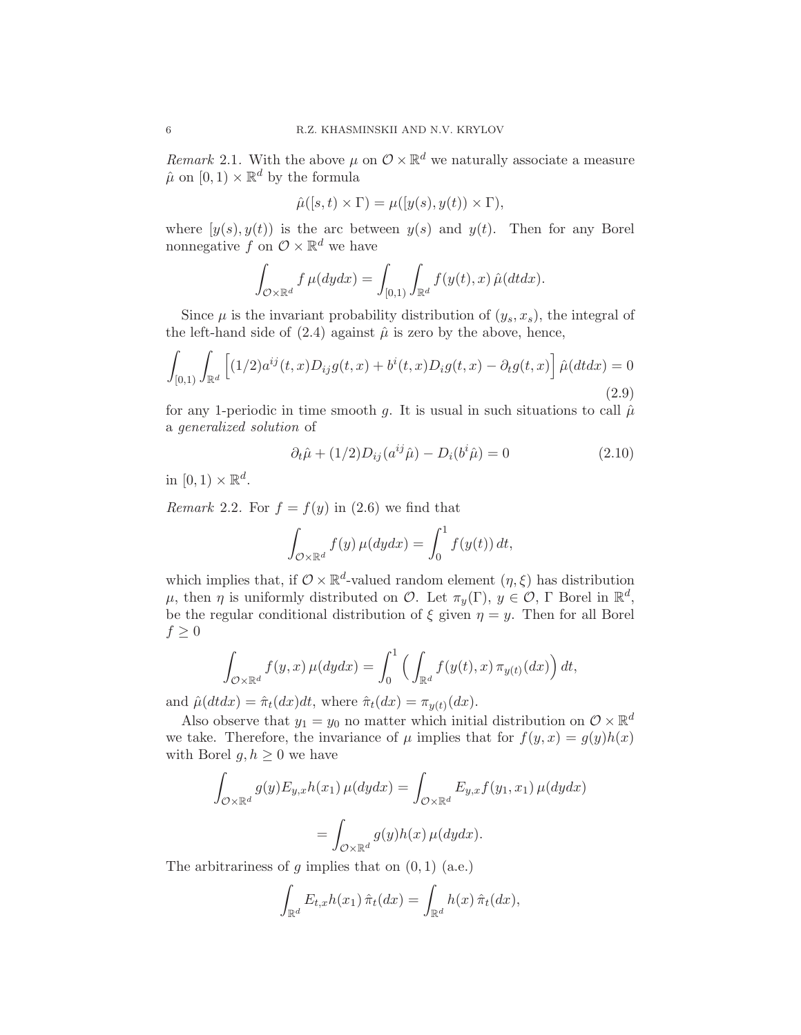*Remark* 2.1. With the above $\mu$ on $\mathcal{O}\times\mathbb{R}^d$ we naturally associate a measure $\hat\mu$ on $[0,1)\times\mathbb{R}^d$ by the formula

$$\hat\mu([s,t)\times\Gamma)=\mu([y(s),y(t))\times\Gamma),$$

where $[y(s),y(t))$ is the arc between $y(s)$ and $y(t)$. Then for any Borel nonnegative $f$ on $\mathcal{O}\times\mathbb{R}^d$ we have

$$\int_{\mathcal{O}\times\mathbb{R}^d} f\,\mu(dydx)=\int_{[0,1)}\int_{\mathbb{R}^d} f(y(t),x)\,\hat\mu(dtdx).$$

Since $\mu$ is the invariant probability distribution of $(y_s,x_s)$, the integral of the left-hand side of (2.4) against $\hat\mu$ is zero by the above, hence,

$$\int_{[0,1)}\int_{\mathbb{R}^d}\Big[(1/2)a^{ij}(t,x)D_{ij}g(t,x)+b^i(t,x)D_ig(t,x)-\partial_t g(t,x)\Big]\,\hat\mu(dtdx)=0 \tag{2.9}$$

for any 1-periodic in time smooth $g$. It is usual in such situations to call $\hat\mu$ a *generalized solution* of

$$\partial_t\hat\mu+(1/2)D_{ij}(a^{ij}\hat\mu)-D_i(b^i\hat\mu)=0 \tag{2.10}$$

in $[0,1)\times\mathbb{R}^d$.

*Remark* 2.2. For $f=f(y)$ in (2.6) we find that

$$\int_{\mathcal{O}\times\mathbb{R}^d} f(y)\,\mu(dydx)=\int_0^1 f(y(t))\,dt,$$

which implies that, if $\mathcal{O}\times\mathbb{R}^d$-valued random element $(\eta,\xi)$ has distribution $\mu$, then $\eta$ is uniformly distributed on $\mathcal{O}$. Let $\pi_y(\Gamma)$, $y\in\mathcal{O}$, $\Gamma$ Borel in $\mathbb{R}^d$, be the regular conditional distribution of $\xi$ given $\eta=y$. Then for all Borel $f\geq 0$

$$\int_{\mathcal{O}\times\mathbb{R}^d} f(y,x)\,\mu(dydx)=\int_0^1\Big(\int_{\mathbb{R}^d} f(y(t),x)\,\pi_{y(t)}(dx)\Big)\,dt,$$

and $\hat\mu(dtdx)=\hat\pi_t(dx)dt$, where $\hat\pi_t(dx)=\pi_{y(t)}(dx)$.

Also observe that $y_1=y_0$ no matter which initial distribution on $\mathcal{O}\times\mathbb{R}^d$ we take. Therefore, the invariance of $\mu$ implies that for $f(y,x)=g(y)h(x)$ with Borel $g,h\geq 0$ we have

$$\int_{\mathcal{O}\times\mathbb{R}^d} g(y)E_{y,x}h(x_1)\,\mu(dydx)=\int_{\mathcal{O}\times\mathbb{R}^d} E_{y,x}f(y_1,x_1)\,\mu(dydx)$$

$$=\int_{\mathcal{O}\times\mathbb{R}^d} g(y)h(x)\,\mu(dydx).$$

The arbitrariness of $g$ implies that on $(0,1)$ (a.e.)

$$\int_{\mathbb{R}^d} E_{t,x}h(x_1)\,\hat\pi_t(dx)=\int_{\mathbb{R}^d} h(x)\,\hat\pi_t(dx),$$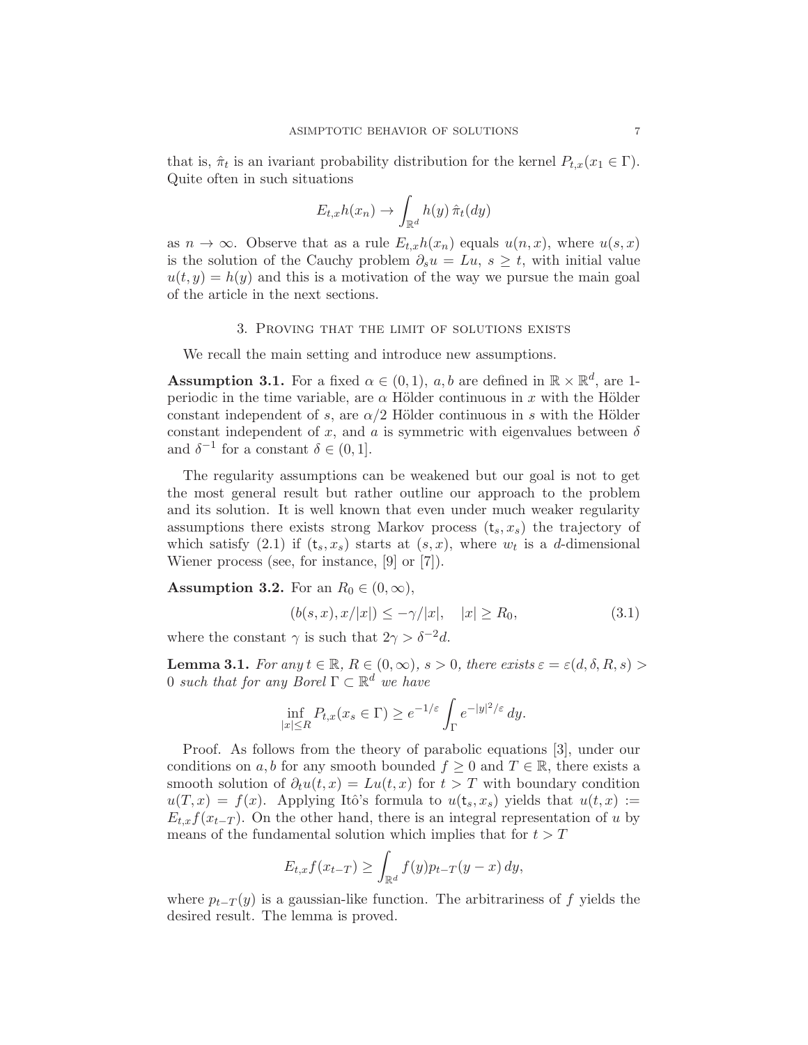that is, $\hat{\pi}_t$ is an ivariant probability distribution for the kernel $P_{t,x}(x_1 \in \Gamma)$. Quite often in such situations

$$E_{t,x} h(x_n) \to \int_{\mathbb{R}^d} h(y)\, \hat{\pi}_t(dy)$$

as $n \to \infty$. Observe that as a rule $E_{t,x} h(x_n)$ equals $u(n,x)$, where $u(s,x)$ is the solution of the Cauchy problem $\partial_s u = Lu$, $s \geq t$, with initial value $u(t,y) = h(y)$ and this is a motivation of the way we pursue the main goal of the article in the next sections.

## 3. Proving that the limit of solutions exists

We recall the main setting and introduce new assumptions.

**Assumption 3.1.** For a fixed $\alpha \in (0,1)$, $a, b$ are defined in $\mathbb{R} \times \mathbb{R}^d$, are 1-periodic in the time variable, are $\alpha$ Hölder continuous in $x$ with the Hölder constant independent of $s$, are $\alpha/2$ Hölder continuous in $s$ with the Hölder constant independent of $x$, and $a$ is symmetric with eigenvalues between $\delta$ and $\delta^{-1}$ for a constant $\delta \in (0,1]$.

The regularity assumptions can be weakened but our goal is not to get the most general result but rather outline our approach to the problem and its solution. It is well known that even under much weaker regularity assumptions there exists strong Markov process $(\mathsf{t}_s, x_s)$ the trajectory of which satisfy (2.1) if $(\mathsf{t}_s, x_s)$ starts at $(s,x)$, where $w_t$ is a $d$-dimensional Wiener process (see, for instance, [9] or [7]).

**Assumption 3.2.** For an $R_0 \in (0,\infty)$,

$$(b(s,x), x/|x|) \leq -\gamma/|x|, \quad |x| \geq R_0, \tag{3.1}$$

where the constant $\gamma$ is such that $2\gamma > \delta^{-2} d$.

**Lemma 3.1.** *For any $t \in \mathbb{R}$, $R \in (0,\infty)$, $s > 0$, there exists $\varepsilon = \varepsilon(d,\delta,R,s) > 0$ such that for any Borel $\Gamma \subset \mathbb{R}^d$ we have*

$$\inf_{|x| \leq R} P_{t,x}(x_s \in \Gamma) \geq e^{-1/\varepsilon} \int_\Gamma e^{-|y|^2/\varepsilon}\, dy.$$

Proof. As follows from the theory of parabolic equations [3], under our conditions on $a, b$ for any smooth bounded $f \geq 0$ and $T \in \mathbb{R}$, there exists a smooth solution of $\partial_t u(t,x) = Lu(t,x)$ for $t > T$ with boundary condition $u(T,x) = f(x)$. Applying Itô's formula to $u(\mathsf{t}_s, x_s)$ yields that $u(t,x) := E_{t,x} f(x_{t-T})$. On the other hand, there is an integral representation of $u$ by means of the fundamental solution which implies that for $t > T$

$$E_{t,x} f(x_{t-T}) \geq \int_{\mathbb{R}^d} f(y) p_{t-T}(y-x)\, dy,$$

where $p_{t-T}(y)$ is a gaussian-like function. The arbitrariness of $f$ yields the desired result. The lemma is proved.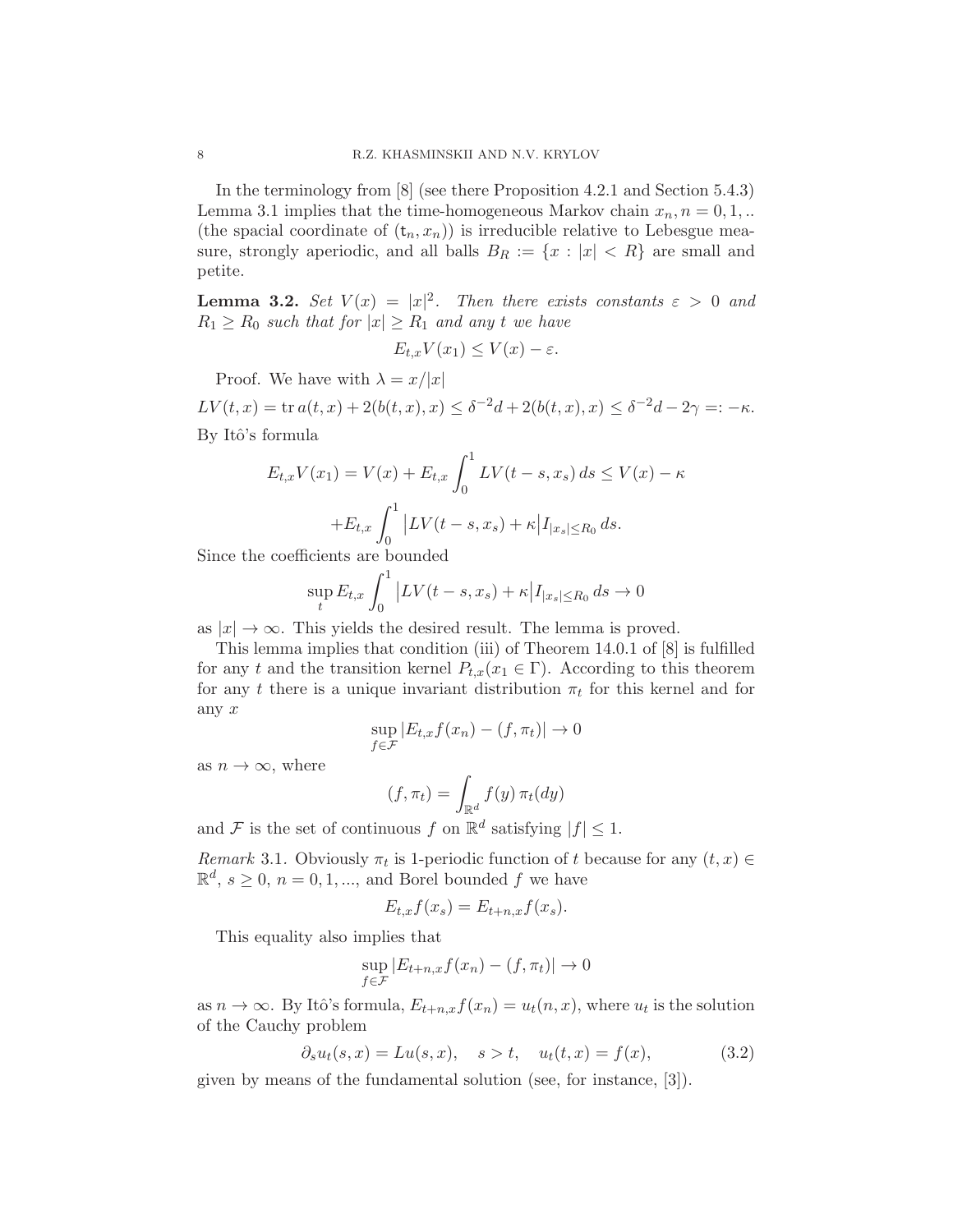In the terminology from [8] (see there Proposition 4.2.1 and Section 5.4.3) Lemma 3.1 implies that the time-homogeneous Markov chain $x_n, n = 0, 1, ..$ (the spacial coordinate of $(\mathsf{t}_n, x_n)$) is irreducible relative to Lebesgue measure, strongly aperiodic, and all balls $B_R := \{x : |x| < R\}$ are small and petite.

**Lemma 3.2.** *Set $V(x) = |x|^2$. Then there exists constants $\varepsilon > 0$ and $R_1 \geq R_0$ such that for $|x| \geq R_1$ and any $t$ we have*

$$E_{t,x}V(x_1) \leq V(x) - \varepsilon.$$

Proof. We have with $\lambda = x/|x|$

$$LV(t,x) = \operatorname{tr} a(t,x) + 2(b(t,x),x) \leq \delta^{-2}d + 2(b(t,x),x) \leq \delta^{-2}d - 2\gamma =: -\kappa.$$

By Itô's formula

$$E_{t,x}V(x_1) = V(x) + E_{t,x}\int_0^1 LV(t-s,x_s)\,ds \leq V(x) - \kappa$$

$$+E_{t,x}\int_0^1 \big|LV(t-s,x_s) + \kappa\big| I_{|x_s|\leq R_0}\,ds.$$

Since the coefficients are bounded

$$\sup_t E_{t,x}\int_0^1 \big|LV(t-s,x_s) + \kappa\big| I_{|x_s|\leq R_0}\,ds \to 0$$

as $|x| \to \infty$. This yields the desired result. The lemma is proved.

This lemma implies that condition (iii) of Theorem 14.0.1 of [8] is fulfilled for any $t$ and the transition kernel $P_{t,x}(x_1 \in \Gamma)$. According to this theorem for any $t$ there is a unique invariant distribution $\pi_t$ for this kernel and for any $x$

$$\sup_{f\in\mathcal{F}} |E_{t,x}f(x_n) - (f,\pi_t)| \to 0$$

as $n \to \infty$, where

$$(f,\pi_t) = \int_{\mathbb{R}^d} f(y)\,\pi_t(dy)$$

and $\mathcal{F}$ is the set of continuous $f$ on $\mathbb{R}^d$ satisfying $|f| \leq 1$.

*Remark* 3.1. Obviously $\pi_t$ is 1-periodic function of $t$ because for any $(t,x) \in \mathbb{R}^d$, $s \geq 0$, $n = 0, 1, ...,$ and Borel bounded $f$ we have

$$E_{t,x}f(x_s) = E_{t+n,x}f(x_s).$$

This equality also implies that

$$\sup_{f\in\mathcal{F}} |E_{t+n,x}f(x_n) - (f,\pi_t)| \to 0$$

as $n \to \infty$. By Itô's formula, $E_{t+n,x}f(x_n) = u_t(n,x)$, where $u_t$ is the solution of the Cauchy problem

$$\partial_s u_t(s,x) = Lu(s,x), \quad s > t, \quad u_t(t,x) = f(x), \tag{3.2}$$

given by means of the fundamental solution (see, for instance, [3]).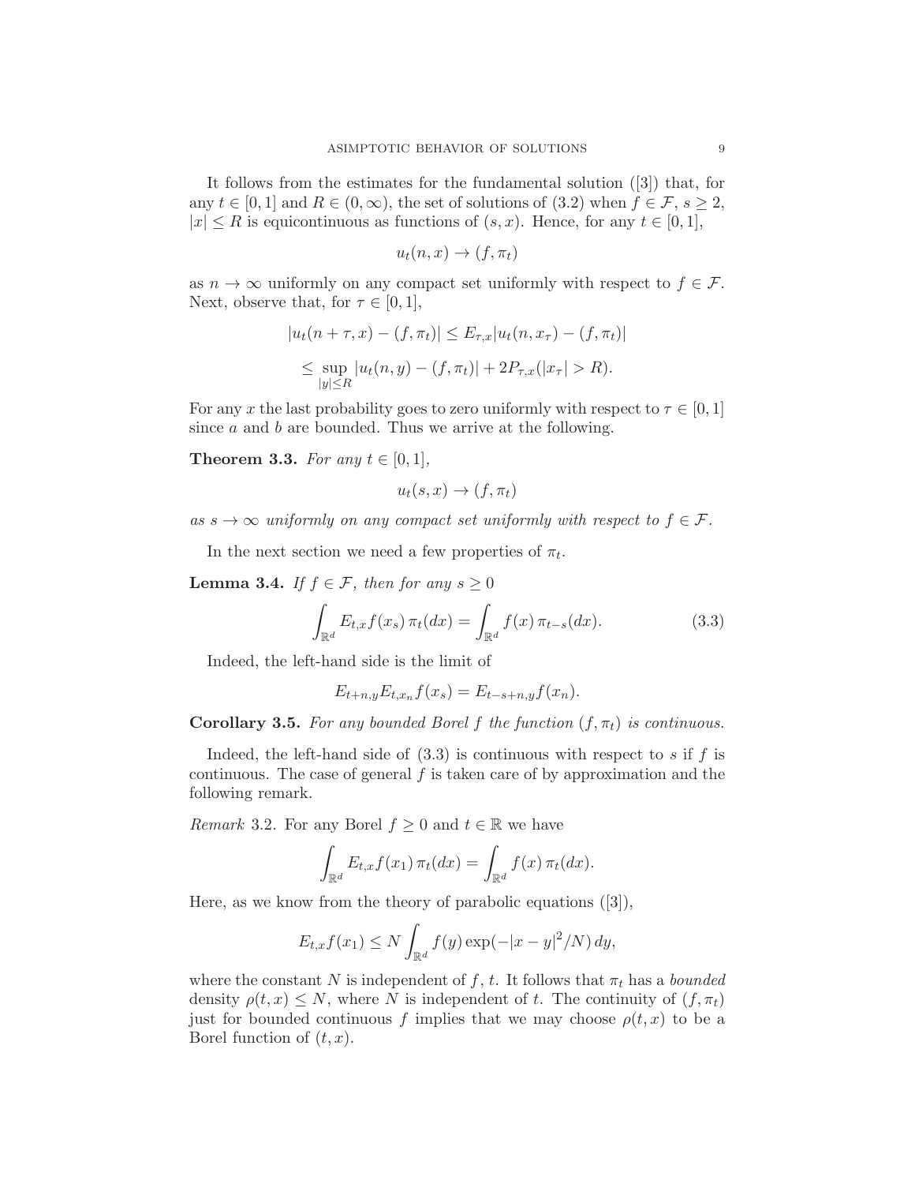It follows from the estimates for the fundamental solution ([3]) that, for any $t \in [0,1]$ and $R \in (0,\infty)$, the set of solutions of (3.2) when $f \in \mathcal{F}$, $s \geq 2$, $|x| \leq R$ is equicontinuous as functions of $(s,x)$. Hence, for any $t \in [0,1]$,

$$u_t(n,x) \to (f,\pi_t)$$

as $n \to \infty$ uniformly on any compact set uniformly with respect to $f \in \mathcal{F}$. Next, observe that, for $\tau \in [0,1]$,

$$|u_t(n+\tau,x) - (f,\pi_t)| \leq E_{\tau,x}|u_t(n,x_\tau) - (f,\pi_t)|$$

$$\leq \sup_{|y|\leq R} |u_t(n,y) - (f,\pi_t)| + 2P_{\tau,x}(|x_\tau| > R).$$

For any $x$ the last probability goes to zero uniformly with respect to $\tau \in [0,1]$ since $a$ and $b$ are bounded. Thus we arrive at the following.

**Theorem 3.3.** *For any $t \in [0,1]$,*

$$u_t(s,x) \to (f,\pi_t)$$

*as $s \to \infty$ uniformly on any compact set uniformly with respect to $f \in \mathcal{F}$.*

In the next section we need a few properties of $\pi_t$.

**Lemma 3.4.** *If $f \in \mathcal{F}$, then for any $s \geq 0$*

$$\int_{\mathbb{R}^d} E_{t,x} f(x_s)\,\pi_t(dx) = \int_{\mathbb{R}^d} f(x)\,\pi_{t-s}(dx). \tag{3.3}$$

Indeed, the left-hand side is the limit of

$$E_{t+n,y}E_{t,x_n}f(x_s) = E_{t-s+n,y}f(x_n).$$

**Corollary 3.5.** *For any bounded Borel $f$ the function $(f,\pi_t)$ is continuous.*

Indeed, the left-hand side of (3.3) is continuous with respect to $s$ if $f$ is continuous. The case of general $f$ is taken care of by approximation and the following remark.

*Remark* 3.2. For any Borel $f \geq 0$ and $t \in \mathbb{R}$ we have

$$\int_{\mathbb{R}^d} E_{t,x} f(x_1)\,\pi_t(dx) = \int_{\mathbb{R}^d} f(x)\,\pi_t(dx).$$

Here, as we know from the theory of parabolic equations ([3]),

$$E_{t,x}f(x_1) \leq N \int_{\mathbb{R}^d} f(y) \exp(-|x-y|^2/N)\,dy,$$

where the constant $N$ is independent of $f$, $t$. It follows that $\pi_t$ has a *bounded* density $\rho(t,x) \leq N$, where $N$ is independent of $t$. The continuity of $(f,\pi_t)$ just for bounded continuous $f$ implies that we may choose $\rho(t,x)$ to be a Borel function of $(t,x)$.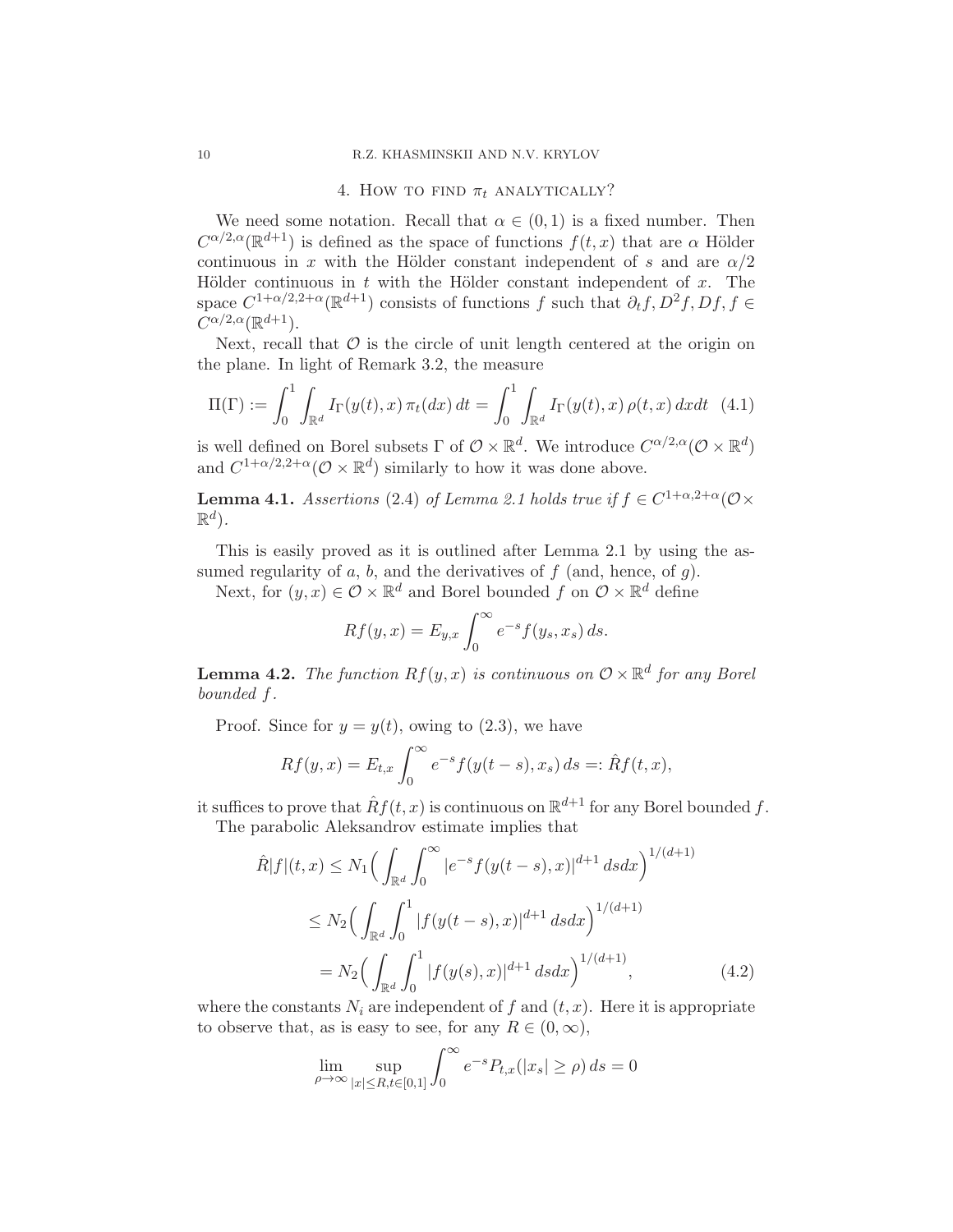## 4. How to find $\pi_t$ analytically?

We need some notation. Recall that $\alpha \in (0,1)$ is a fixed number. Then $C^{\alpha/2,\alpha}(\mathbb{R}^{d+1})$ is defined as the space of functions $f(t,x)$ that are $\alpha$ Hölder continuous in $x$ with the Hölder constant independent of $s$ and are $\alpha/2$ Hölder continuous in $t$ with the Hölder constant independent of $x$. The space $C^{1+\alpha/2,2+\alpha}(\mathbb{R}^{d+1})$ consists of functions $f$ such that $\partial_t f, D^2 f, Df, f \in C^{\alpha/2,\alpha}(\mathbb{R}^{d+1})$.

Next, recall that $\mathcal{O}$ is the circle of unit length centered at the origin on the plane. In light of Remark 3.2, the measure

$$
\Pi(\Gamma) := \int_0^1 \int_{\mathbb{R}^d} I_\Gamma(y(t),x)\,\pi_t(dx)\,dt = \int_0^1 \int_{\mathbb{R}^d} I_\Gamma(y(t),x)\,\rho(t,x)\,dxdt \quad (4.1)
$$

is well defined on Borel subsets $\Gamma$ of $\mathcal{O}\times\mathbb{R}^d$. We introduce $C^{\alpha/2,\alpha}(\mathcal{O}\times\mathbb{R}^d)$ and $C^{1+\alpha/2,2+\alpha}(\mathcal{O}\times\mathbb{R}^d)$ similarly to how it was done above.

**Lemma 4.1.** *Assertions* (2.4) *of Lemma 2.1 holds true if $f \in C^{1+\alpha,2+\alpha}(\mathcal{O}\times\mathbb{R}^d)$.*

This is easily proved as it is outlined after Lemma 2.1 by using the assumed regularity of $a$, $b$, and the derivatives of $f$ (and, hence, of $g$).

Next, for $(y,x)\in\mathcal{O}\times\mathbb{R}^d$ and Borel bounded $f$ on $\mathcal{O}\times\mathbb{R}^d$ define

$$
Rf(y,x) = E_{y,x}\int_0^\infty e^{-s} f(y_s,x_s)\,ds.
$$

**Lemma 4.2.** *The function $Rf(y,x)$ is continuous on $\mathcal{O}\times\mathbb{R}^d$ for any Borel bounded $f$.*

Proof. Since for $y = y(t)$, owing to (2.3), we have

$$
Rf(y,x) = E_{t,x}\int_0^\infty e^{-s} f(y(t-s),x_s)\,ds =: \hat{R}f(t,x),
$$

it suffices to prove that $\hat{R}f(t,x)$ is continuous on $\mathbb{R}^{d+1}$ for any Borel bounded $f$.

The parabolic Aleksandrov estimate implies that

$$
\begin{aligned}
\hat{R}|f|(t,x) &\le N_1\Big(\int_{\mathbb{R}^d}\int_0^\infty |e^{-s}f(y(t-s),x)|^{d+1}\,dsdx\Big)^{1/(d+1)} \\
&\le N_2\Big(\int_{\mathbb{R}^d}\int_0^1 |f(y(t-s),x)|^{d+1}\,dsdx\Big)^{1/(d+1)} \\
&= N_2\Big(\int_{\mathbb{R}^d}\int_0^1 |f(y(s),x)|^{d+1}\,dsdx\Big)^{1/(d+1)}, \qquad (4.2)
\end{aligned}
$$

where the constants $N_i$ are independent of $f$ and $(t,x)$. Here it is appropriate to observe that, as is easy to see, for any $R\in(0,\infty)$,

$$
\lim_{\rho\to\infty}\sup_{|x|\le R,t\in[0,1]}\int_0^\infty e^{-s}P_{t,x}(|x_s|\ge\rho)\,ds = 0
$$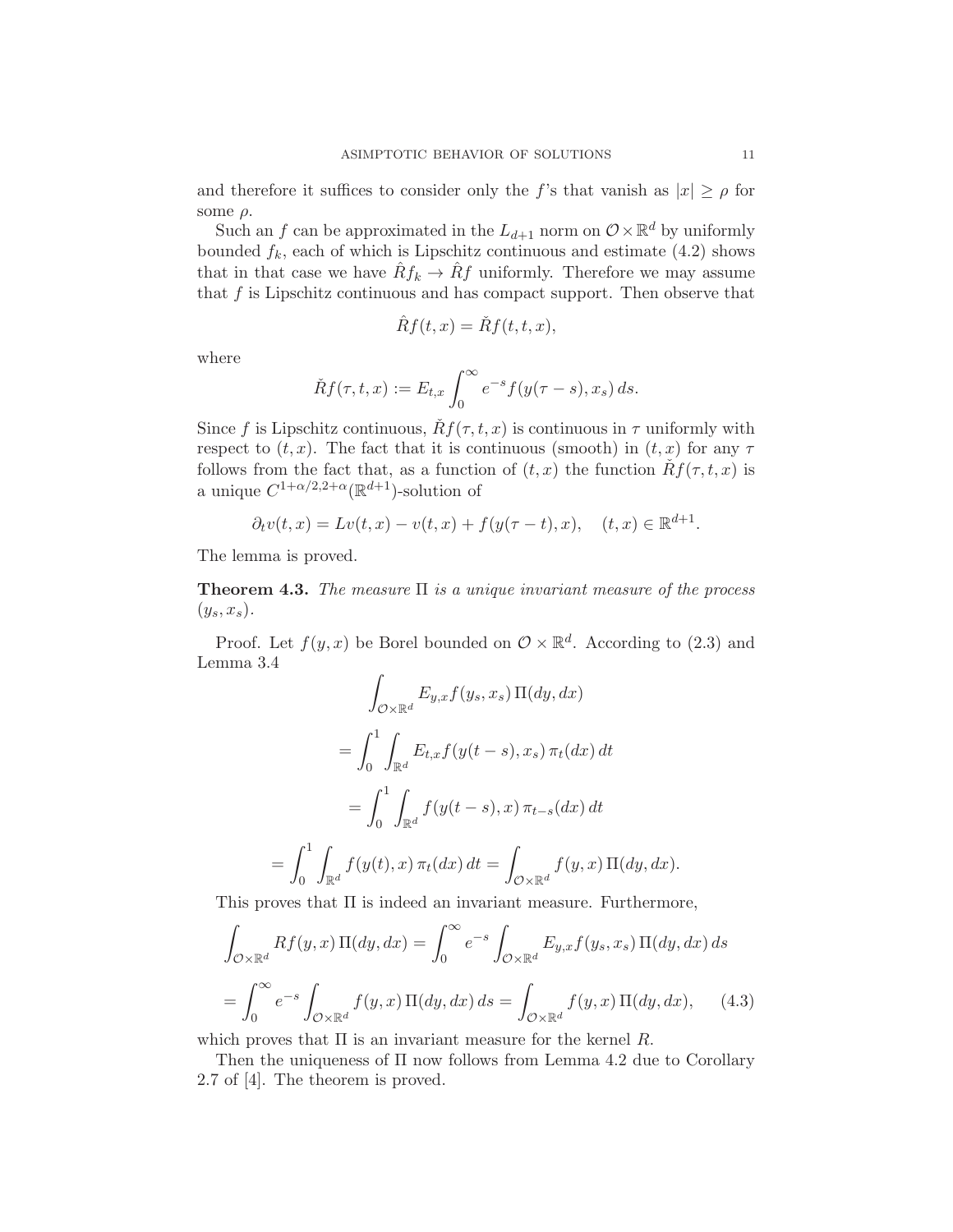and therefore it suffices to consider only the $f$'s that vanish as $|x| \geq \rho$ for some $\rho$.

Such an $f$ can be approximated in the $L_{d+1}$ norm on $\mathcal{O} \times \mathbb{R}^d$ by uniformly bounded $f_k$, each of which is Lipschitz continuous and estimate (4.2) shows that in that case we have $\hat{R}f_k \to \hat{R}f$ uniformly. Therefore we may assume that $f$ is Lipschitz continuous and has compact support. Then observe that

$$\hat{R}f(t,x) = \check{R}f(t,t,x),$$

where

$$\check{R}f(\tau,t,x) := E_{t,x} \int_0^\infty e^{-s} f(y(\tau - s), x_s)\, ds.$$

Since $f$ is Lipschitz continuous, $\check{R}f(\tau,t,x)$ is continuous in $\tau$ uniformly with respect to $(t,x)$. The fact that it is continuous (smooth) in $(t,x)$ for any $\tau$ follows from the fact that, as a function of $(t,x)$ the function $\check{R}f(\tau,t,x)$ is a unique $C^{1+\alpha/2,2+\alpha}(\mathbb{R}^{d+1})$-solution of

$$\partial_t v(t,x) = Lv(t,x) - v(t,x) + f(y(\tau - t), x), \quad (t,x) \in \mathbb{R}^{d+1}.$$

The lemma is proved.

**Theorem 4.3.** *The measure $\Pi$ is a unique invariant measure of the process $(y_s, x_s)$.*

Proof. Let $f(y,x)$ be Borel bounded on $\mathcal{O} \times \mathbb{R}^d$. According to (2.3) and Lemma 3.4

$$\int_{\mathcal{O}\times\mathbb{R}^d} E_{y,x} f(y_s, x_s)\, \Pi(dy,dx)$$

$$= \int_0^1 \int_{\mathbb{R}^d} E_{t,x} f(y(t-s), x_s)\, \pi_t(dx)\, dt$$

$$= \int_0^1 \int_{\mathbb{R}^d} f(y(t-s), x)\, \pi_{t-s}(dx)\, dt$$

$$= \int_0^1 \int_{\mathbb{R}^d} f(y(t), x)\, \pi_t(dx)\, dt = \int_{\mathcal{O}\times\mathbb{R}^d} f(y,x)\, \Pi(dy,dx).$$

This proves that $\Pi$ is indeed an invariant measure. Furthermore,

$$\int_{\mathcal{O}\times\mathbb{R}^d} Rf(y,x)\, \Pi(dy,dx) = \int_0^\infty e^{-s} \int_{\mathcal{O}\times\mathbb{R}^d} E_{y,x} f(y_s,x_s)\, \Pi(dy,dx)\, ds$$

$$= \int_0^\infty e^{-s} \int_{\mathcal{O}\times\mathbb{R}^d} f(y,x)\, \Pi(dy,dx)\, ds = \int_{\mathcal{O}\times\mathbb{R}^d} f(y,x)\, \Pi(dy,dx), \qquad (4.3)$$

which proves that $\Pi$ is an invariant measure for the kernel $R$.

Then the uniqueness of $\Pi$ now follows from Lemma 4.2 due to Corollary 2.7 of [4]. The theorem is proved.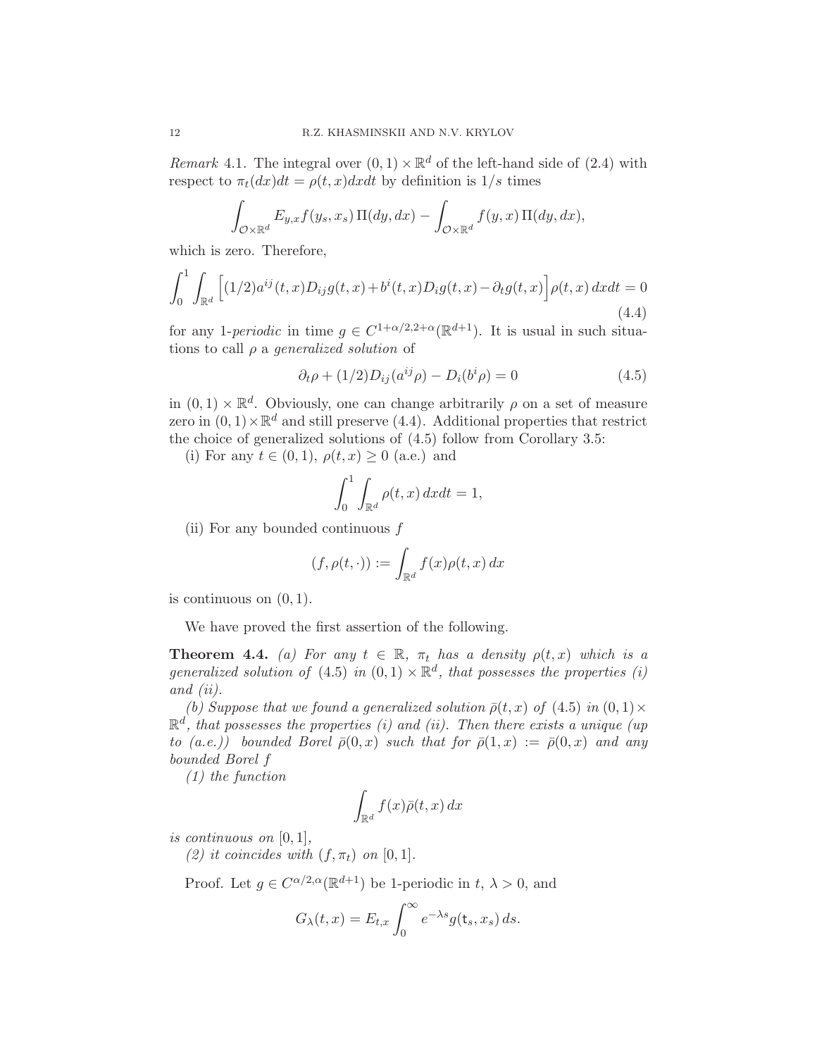*Remark* 4.1. The integral over $(0,1)\times\mathbb{R}^d$ of the left-hand side of (2.4) with respect to $\pi_t(dx)dt = \rho(t,x)dxdt$ by definition is $1/s$ times

$$\int_{\mathcal{O}\times\mathbb{R}^d} E_{y,x} f(y_s,x_s)\,\Pi(dy,dx) - \int_{\mathcal{O}\times\mathbb{R}^d} f(y,x)\,\Pi(dy,dx),$$

which is zero. Therefore,

$$\int_0^1\int_{\mathbb{R}^d}\Big[(1/2)a^{ij}(t,x)D_{ij}g(t,x)+b^i(t,x)D_ig(t,x)-\partial_t g(t,x)\Big]\rho(t,x)\,dxdt = 0 \tag{4.4}$$

for any 1-*periodic* in time $g\in C^{1+\alpha/2,2+\alpha}(\mathbb{R}^{d+1})$. It is usual in such situations to call $\rho$ a *generalized solution* of

$$\partial_t\rho + (1/2)D_{ij}(a^{ij}\rho) - D_i(b^i\rho) = 0 \tag{4.5}$$

in $(0,1)\times\mathbb{R}^d$. Obviously, one can change arbitrarily $\rho$ on a set of measure zero in $(0,1)\times\mathbb{R}^d$ and still preserve (4.4). Additional properties that restrict the choice of generalized solutions of (4.5) follow from Corollary 3.5:

(i) For any $t\in(0,1)$, $\rho(t,x)\geq 0$ (a.e.) and

$$\int_0^1\int_{\mathbb{R}^d}\rho(t,x)\,dxdt = 1,$$

(ii) For any bounded continuous $f$

$$(f,\rho(t,\cdot)) := \int_{\mathbb{R}^d} f(x)\rho(t,x)\,dx$$

is continuous on $(0,1)$.

We have proved the first assertion of the following.

**Theorem 4.4.** *(a) For any $t\in\mathbb{R}$, $\pi_t$ has a density $\rho(t,x)$ which is a generalized solution of (4.5) in $(0,1)\times\mathbb{R}^d$, that possesses the properties (i) and (ii).*

*(b) Suppose that we found a generalized solution $\bar\rho(t,x)$ of (4.5) in $(0,1)\times\mathbb{R}^d$, that possesses the properties (i) and (ii). Then there exists a unique (up to (a.e.)) bounded Borel $\bar\rho(0,x)$ such that for $\bar\rho(1,x) := \bar\rho(0,x)$ and any bounded Borel $f$*

*(1) the function*

$$\int_{\mathbb{R}^d} f(x)\bar\rho(t,x)\,dx$$

*is continuous on $[0,1]$,*

*(2) it coincides with $(f,\pi_t)$ on $[0,1]$.*

Proof. Let $g\in C^{\alpha/2,\alpha}(\mathbb{R}^{d+1})$ be 1-periodic in $t$, $\lambda>0$, and

$$G_\lambda(t,x) = E_{t,x}\int_0^\infty e^{-\lambda s} g(\mathsf{t}_s,x_s)\,ds.$$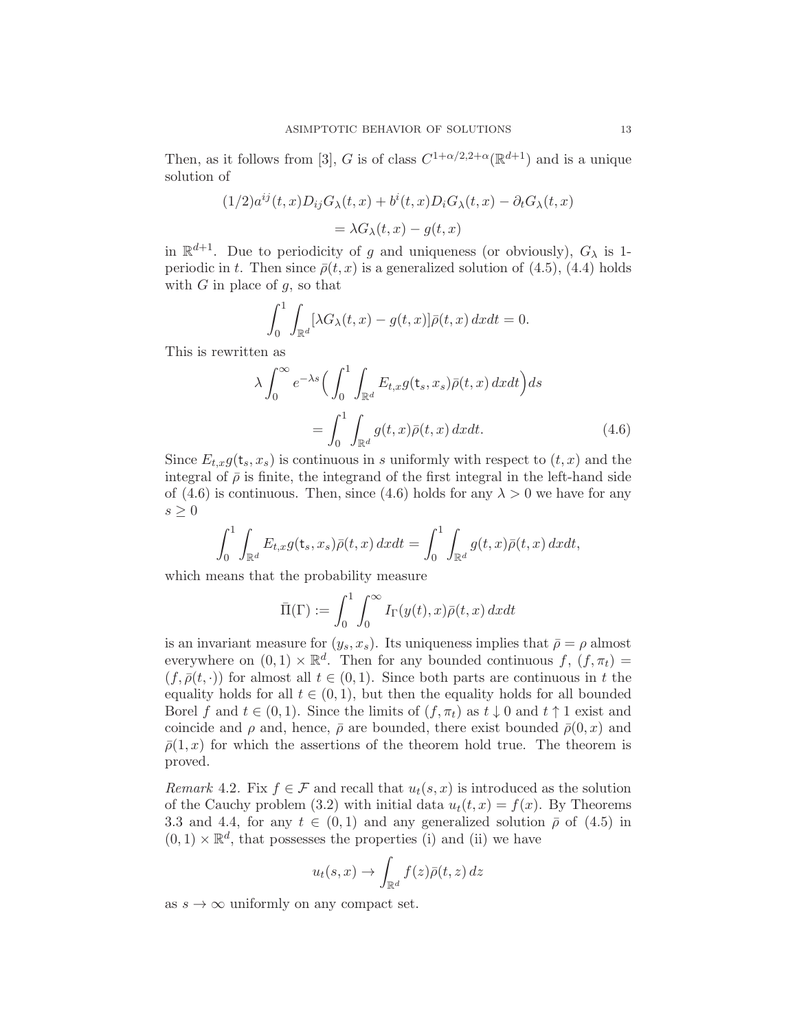Then, as it follows from [3], $G$ is of class $C^{1+\alpha/2,2+\alpha}(\mathbb{R}^{d+1})$ and is a unique solution of

$$
\begin{aligned}
(1/2)a^{ij}(t,x)D_{ij}G_\lambda(t,x) + b^i(t,x)D_iG_\lambda(t,x) - \partial_t G_\lambda(t,x) \\
= \lambda G_\lambda(t,x) - g(t,x)
\end{aligned}
$$

in $\mathbb{R}^{d+1}$. Due to periodicity of $g$ and uniqueness (or obviously), $G_\lambda$ is 1-periodic in $t$. Then since $\bar\rho(t,x)$ is a generalized solution of (4.5), (4.4) holds with $G$ in place of $g$, so that

$$
\int_0^1 \int_{\mathbb{R}^d} [\lambda G_\lambda(t,x) - g(t,x)]\bar\rho(t,x)\,dxdt = 0.
$$

This is rewritten as

$$
\begin{aligned}
\lambda \int_0^\infty e^{-\lambda s}\Big(\int_0^1 \int_{\mathbb{R}^d} E_{t,x} g(\mathsf{t}_s, x_s)\bar\rho(t,x)\,dxdt\Big)ds \\
= \int_0^1 \int_{\mathbb{R}^d} g(t,x)\bar\rho(t,x)\,dxdt. \qquad (4.6)
\end{aligned}
$$

Since $E_{t,x}g(\mathsf{t}_s, x_s)$ is continuous in $s$ uniformly with respect to $(t,x)$ and the integral of $\bar\rho$ is finite, the integrand of the first integral in the left-hand side of (4.6) is continuous. Then, since (4.6) holds for any $\lambda > 0$ we have for any $s \geq 0$

$$
\int_0^1 \int_{\mathbb{R}^d} E_{t,x} g(\mathsf{t}_s, x_s)\bar\rho(t,x)\,dxdt = \int_0^1 \int_{\mathbb{R}^d} g(t,x)\bar\rho(t,x)\,dxdt,
$$

which means that the probability measure

$$
\bar\Pi(\Gamma) := \int_0^1 \int_0^\infty I_\Gamma(y(t),x)\bar\rho(t,x)\,dxdt
$$

is an invariant measure for $(y_s, x_s)$. Its uniqueness implies that $\bar\rho = \rho$ almost everywhere on $(0,1)\times\mathbb{R}^d$. Then for any bounded continuous $f$, $(f,\pi_t) = (f,\bar\rho(t,\cdot))$ for almost all $t \in (0,1)$. Since both parts are continuous in $t$ the equality holds for all $t \in (0,1)$, but then the equality holds for all bounded Borel $f$ and $t \in (0,1)$. Since the limits of $(f,\pi_t)$ as $t \downarrow 0$ and $t \uparrow 1$ exist and coincide and $\rho$ and, hence, $\bar\rho$ are bounded, there exist bounded $\bar\rho(0,x)$ and $\bar\rho(1,x)$ for which the assertions of the theorem hold true. The theorem is proved.

*Remark* 4.2. Fix $f \in \mathcal{F}$ and recall that $u_t(s,x)$ is introduced as the solution of the Cauchy problem (3.2) with initial data $u_t(t,x) = f(x)$. By Theorems 3.3 and 4.4, for any $t \in (0,1)$ and any generalized solution $\bar\rho$ of (4.5) in $(0,1)\times\mathbb{R}^d$, that possesses the properties (i) and (ii) we have

$$
u_t(s,x) \to \int_{\mathbb{R}^d} f(z)\bar\rho(t,z)\,dz
$$

as $s \to \infty$ uniformly on any compact set.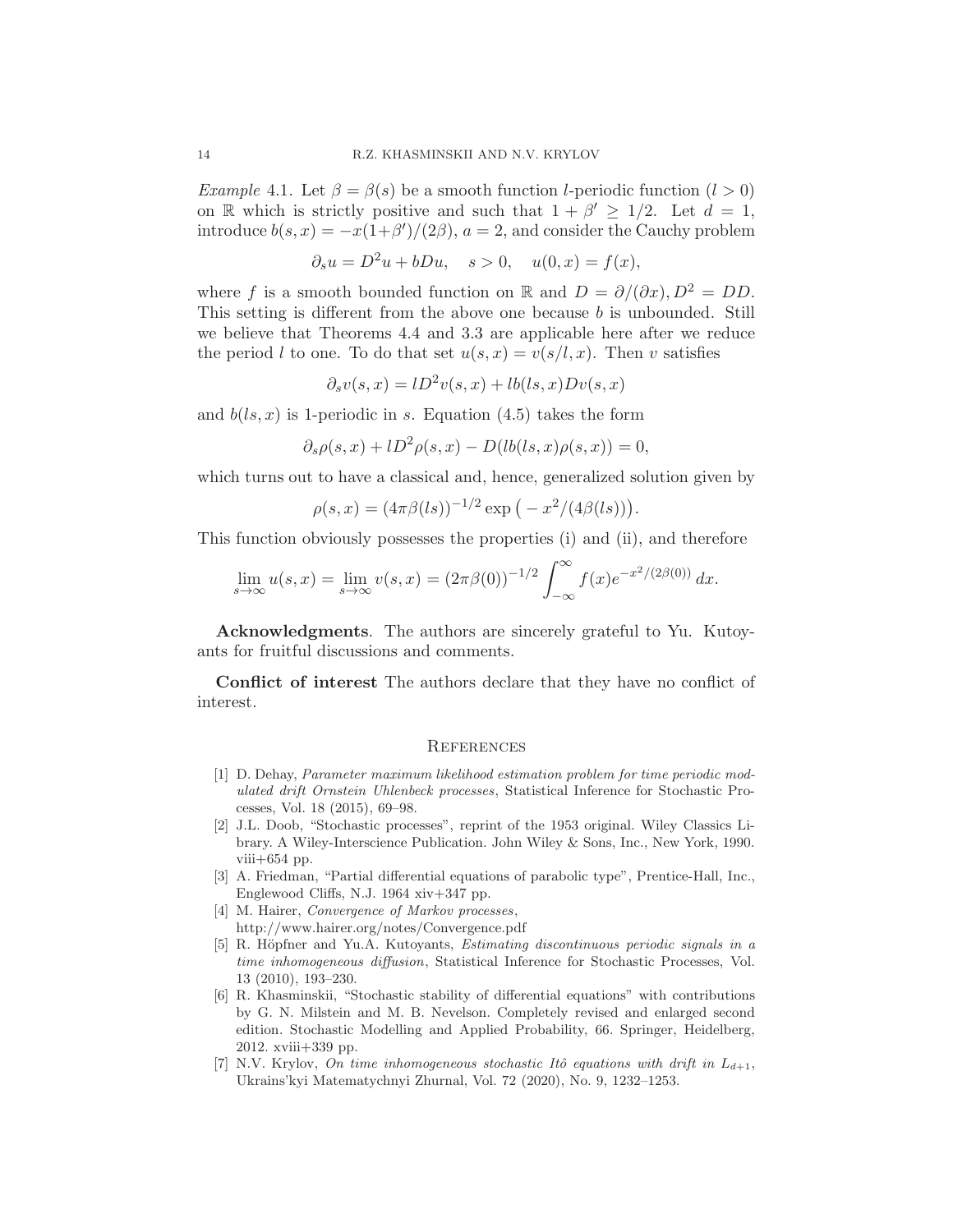*Example* 4.1. Let $\beta = \beta(s)$ be a smooth function $l$-periodic function ($l > 0$) on $\mathbb{R}$ which is strictly positive and such that $1 + \beta' \geq 1/2$. Let $d = 1$, introduce $b(s,x) = -x(1+\beta')/(2\beta)$, $a = 2$, and consider the Cauchy problem

$$\partial_s u = D^2 u + bDu, \quad s > 0, \quad u(0,x) = f(x),$$

where $f$ is a smooth bounded function on $\mathbb{R}$ and $D = \partial/(\partial x), D^2 = DD$. This setting is different from the above one because $b$ is unbounded. Still we believe that Theorems 4.4 and 3.3 are applicable here after we reduce the period $l$ to one. To do that set $u(s,x) = v(s/l, x)$. Then $v$ satisfies

$$\partial_s v(s,x) = lD^2 v(s,x) + lb(ls,x)Dv(s,x)$$

and $b(ls,x)$ is 1-periodic in $s$. Equation (4.5) takes the form

$$\partial_s \rho(s,x) + lD^2 \rho(s,x) - D(lb(ls,x)\rho(s,x)) = 0,$$

which turns out to have a classical and, hence, generalized solution given by

$$\rho(s,x) = (4\pi\beta(ls))^{-1/2} \exp\big(-x^2/(4\beta(ls))\big).$$

This function obviously possesses the properties (i) and (ii), and therefore

$$\lim_{s\to\infty} u(s,x) = \lim_{s\to\infty} v(s,x) = (2\pi\beta(0))^{-1/2} \int_{-\infty}^{\infty} f(x) e^{-x^2/(2\beta(0))}\, dx.$$

**Acknowledgments**. The authors are sincerely grateful to Yu. Kutoyants for fruitful discussions and comments.

**Conflict of interest** The authors declare that they have no conflict of interest.

## References

[1] D. Dehay, *Parameter maximum likelihood estimation problem for time periodic modulated drift Ornstein Uhlenbeck processes*, Statistical Inference for Stochastic Processes, Vol. 18 (2015), 69–98.

[2] J.L. Doob, "Stochastic processes", reprint of the 1953 original. Wiley Classics Library. A Wiley-Interscience Publication. John Wiley & Sons, Inc., New York, 1990. viii+654 pp.

[3] A. Friedman, "Partial differential equations of parabolic type", Prentice-Hall, Inc., Englewood Cliffs, N.J. 1964 xiv+347 pp.

[4] M. Hairer, *Convergence of Markov processes*, http://www.hairer.org/notes/Convergence.pdf

[5] R. Höpfner and Yu.A. Kutoyants, *Estimating discontinuous periodic signals in a time inhomogeneous diffusion*, Statistical Inference for Stochastic Processes, Vol. 13 (2010), 193–230.

[6] R. Khasminskii, "Stochastic stability of differential equations" with contributions by G. N. Milstein and M. B. Nevelson. Completely revised and enlarged second edition. Stochastic Modelling and Applied Probability, 66. Springer, Heidelberg, 2012. xviii+339 pp.

[7] N.V. Krylov, *On time inhomogeneous stochastic Itô equations with drift in $L_{d+1}$*, Ukrains'kyi Matematychnyi Zhurnal, Vol. 72 (2020), No. 9, 1232–1253.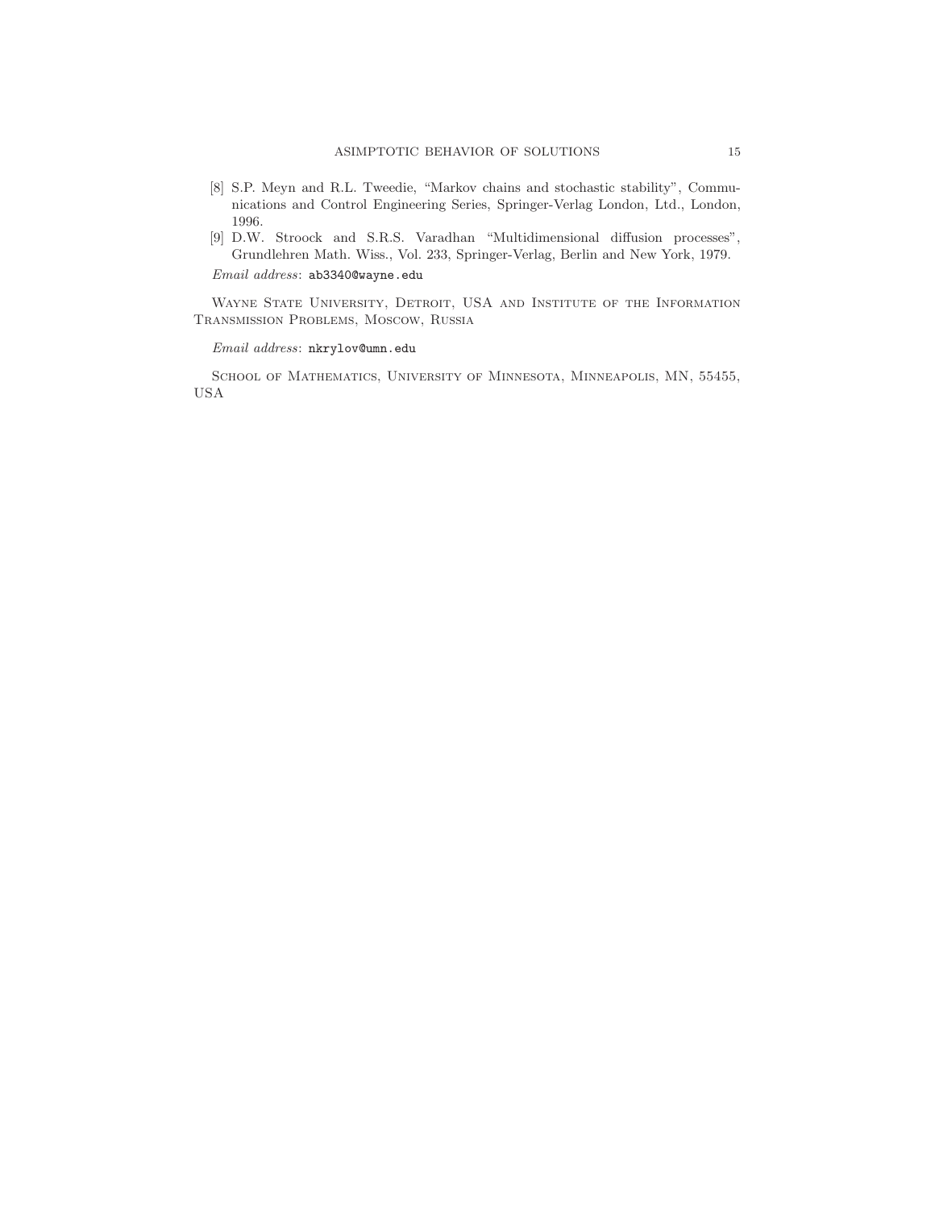[8] S.P. Meyn and R.L. Tweedie, "Markov chains and stochastic stability", Communications and Control Engineering Series, Springer-Verlag London, Ltd., London, 1996.

[9] D.W. Stroock and S.R.S. Varadhan "Multidimensional diffusion processes", Grundlehren Math. Wiss., Vol. 233, Springer-Verlag, Berlin and New York, 1979.

*Email address*: ab3340@wayne.edu

Wayne State University, Detroit, USA and Institute of the Information Transmission Problems, Moscow, Russia

*Email address*: nkrylov@umn.edu

School of Mathematics, University of Minnesota, Minneapolis, MN, 55455, USA